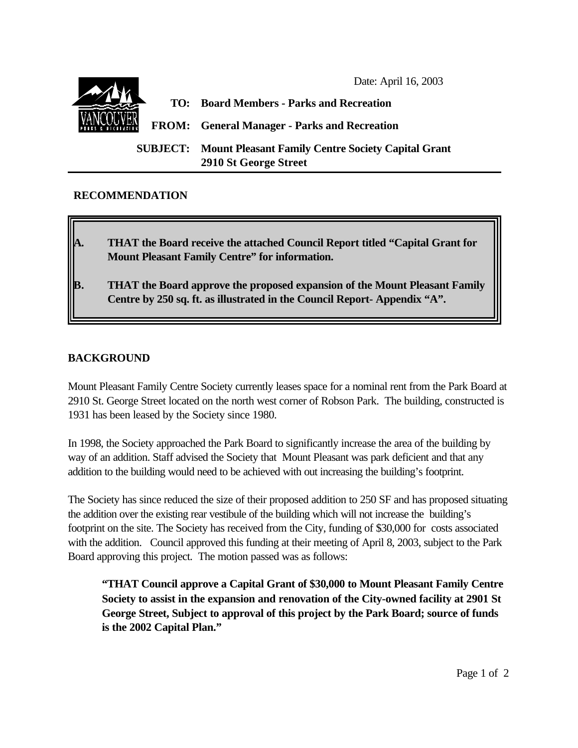Date: April 16, 2003

**TO:** **Board Members - Parks and Recreation**

**FROM:** **General Manager - Parks and Recreation**

**SUBJECT:** **Mount Pleasant Family Centre Society Capital Grant 2910 St George Street**

## RECOMMENDATION

**A. THAT the Board receive the attached Council Report titled "Capital Grant for Mount Pleasant Family Centre" for information.**

**B. THAT the Board approve the proposed expansion of the Mount Pleasant Family Centre by 250 sq. ft. as illustrated in the Council Report- Appendix "A".**

## BACKGROUND

Mount Pleasant Family Centre Society currently leases space for a nominal rent from the Park Board at 2910 St. George Street located on the north west corner of Robson Park. The building, constructed is 1931 has been leased by the Society since 1980.

In 1998, the Society approached the Park Board to significantly increase the area of the building by way of an addition. Staff advised the Society that Mount Pleasant was park deficient and that any addition to the building would need to be achieved with out increasing the building's footprint.

The Society has since reduced the size of their proposed addition to 250 SF and has proposed situating the addition over the existing rear vestibule of the building which will not increase the building's footprint on the site. The Society has received from the City, funding of $30,000 for costs associated with the addition. Council approved this funding at their meeting of April 8, 2003, subject to the Park Board approving this project. The motion passed was as follows:

> **"THAT Council approve a Capital Grant of $30,000 to Mount Pleasant Family Centre Society to assist in the expansion and renovation of the City-owned facility at 2901 St George Street, Subject to approval of this project by the Park Board; source of funds is the 2002 Capital Plan."**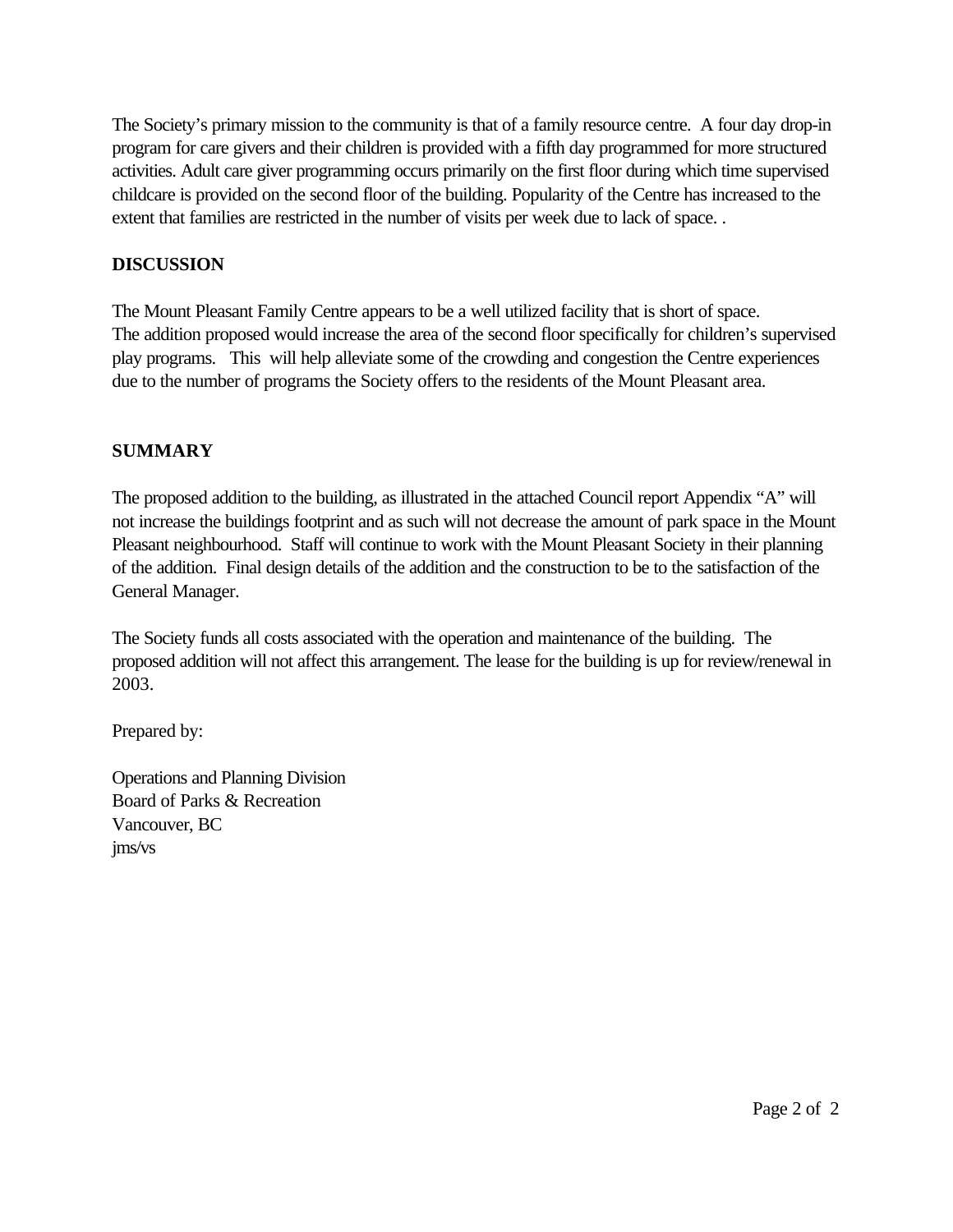The Society's primary mission to the community is that of a family resource centre. A four day drop-in program for care givers and their children is provided with a fifth day programmed for more structured activities. Adult care giver programming occurs primarily on the first floor during which time supervised childcare is provided on the second floor of the building. Popularity of the Centre has increased to the extent that families are restricted in the number of visits per week due to lack of space. .

**DISCUSSION**

The Mount Pleasant Family Centre appears to be a well utilized facility that is short of space. The addition proposed would increase the area of the second floor specifically for children's supervised play programs. This will help alleviate some of the crowding and congestion the Centre experiences due to the number of programs the Society offers to the residents of the Mount Pleasant area.

**SUMMARY**

The proposed addition to the building, as illustrated in the attached Council report Appendix "A" will not increase the buildings footprint and as such will not decrease the amount of park space in the Mount Pleasant neighbourhood. Staff will continue to work with the Mount Pleasant Society in their planning of the addition. Final design details of the addition and the construction to be to the satisfaction of the General Manager.

The Society funds all costs associated with the operation and maintenance of the building. The proposed addition will not affect this arrangement. The lease for the building is up for review/renewal in 2003.

Prepared by:

Operations and Planning Division
Board of Parks & Recreation
Vancouver, BC
jms/vs